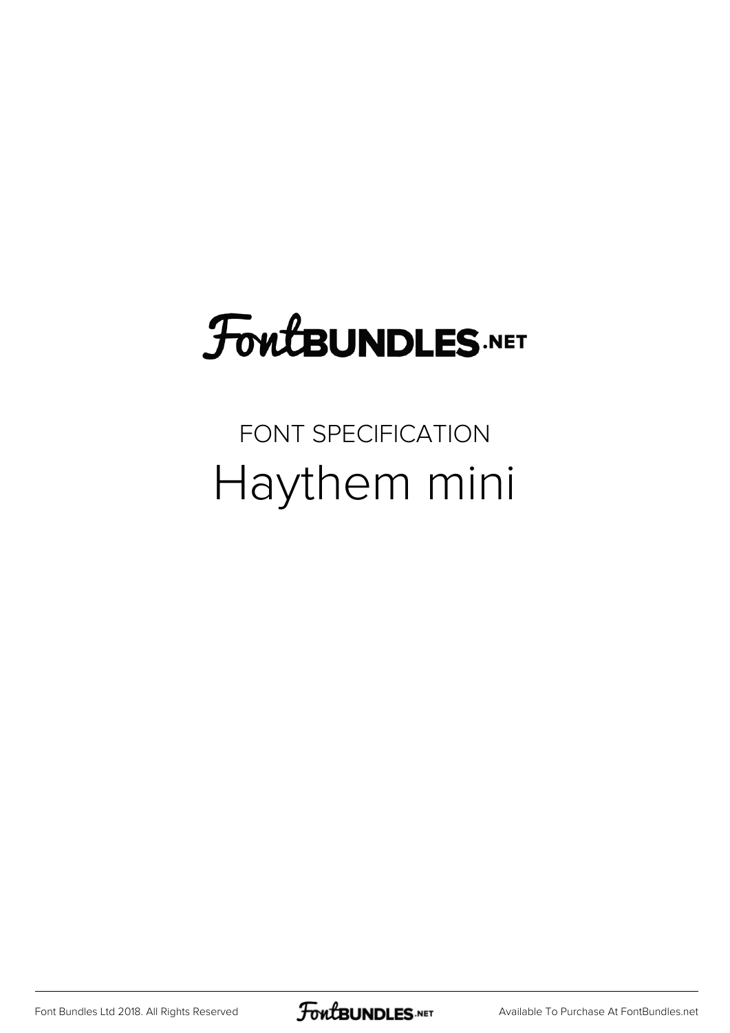# FontBUNDLES.NET

FONT SPECIFICATION

## Haythem mini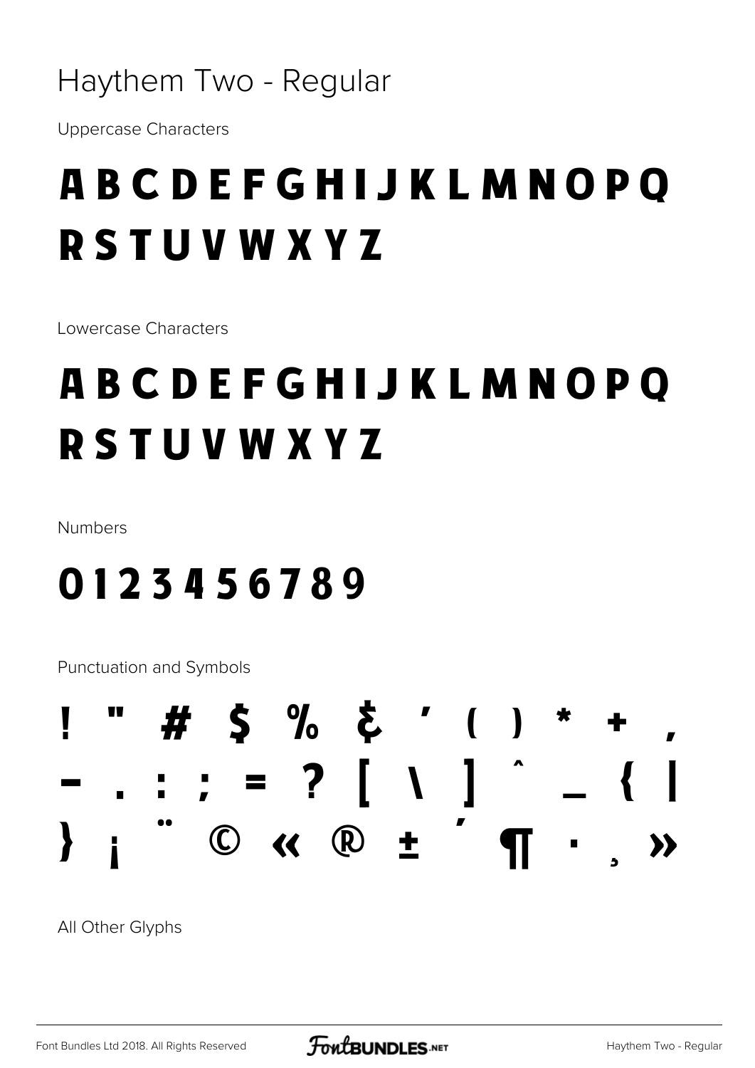# Haythem Two - Regular

Uppercase Characters

## A B C D E F G H I J K L M N O P Q R S T U V W X Y Z

Lowercase Characters

## A B C D E F G H I J K L M N O P Q R S T U V W X Y Z

Numbers

## 0 1 2 3 4 5 6 7 8 9

Punctuation and Symbols

## ! " # $ % & ' ( ) * + , - . : ; = ? [ \ ] ^ _ { | } ¡ ¨ © « ® ± ´ ¶ · ¸ »

All Other Glyphs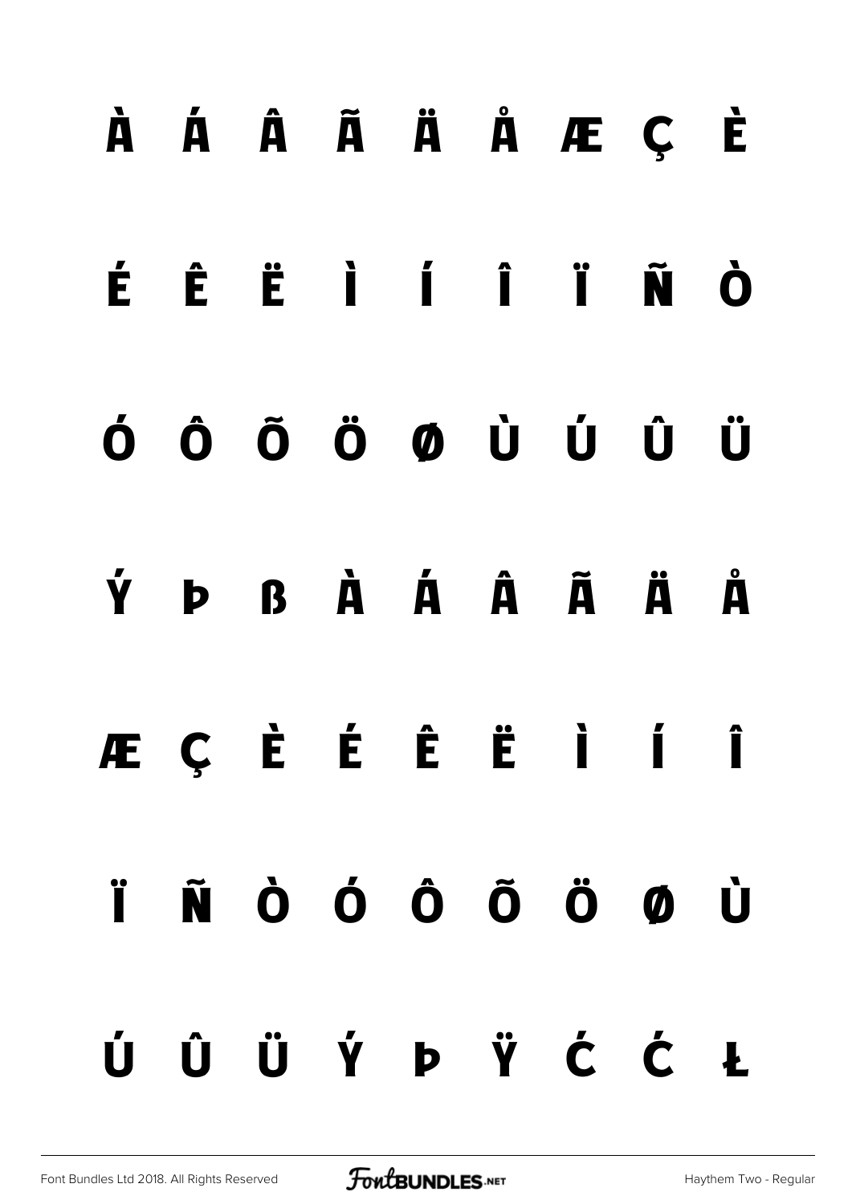À Á Â Ã Ä Å Æ Ç È

É Ê Ë Ì Í Î Ï Ñ Ò

Ó Ô Õ Ö Ø Ù Ú Û Ü

Ý Þ ß À Á Â Ã Ä Å

Æ Ç È É Ê Ë Ì Í Î

Ï Ñ Ò Ó Ô Õ Ö Ø Ù

Ú Û Ü Ý Þ Ÿ Ć Ć Ł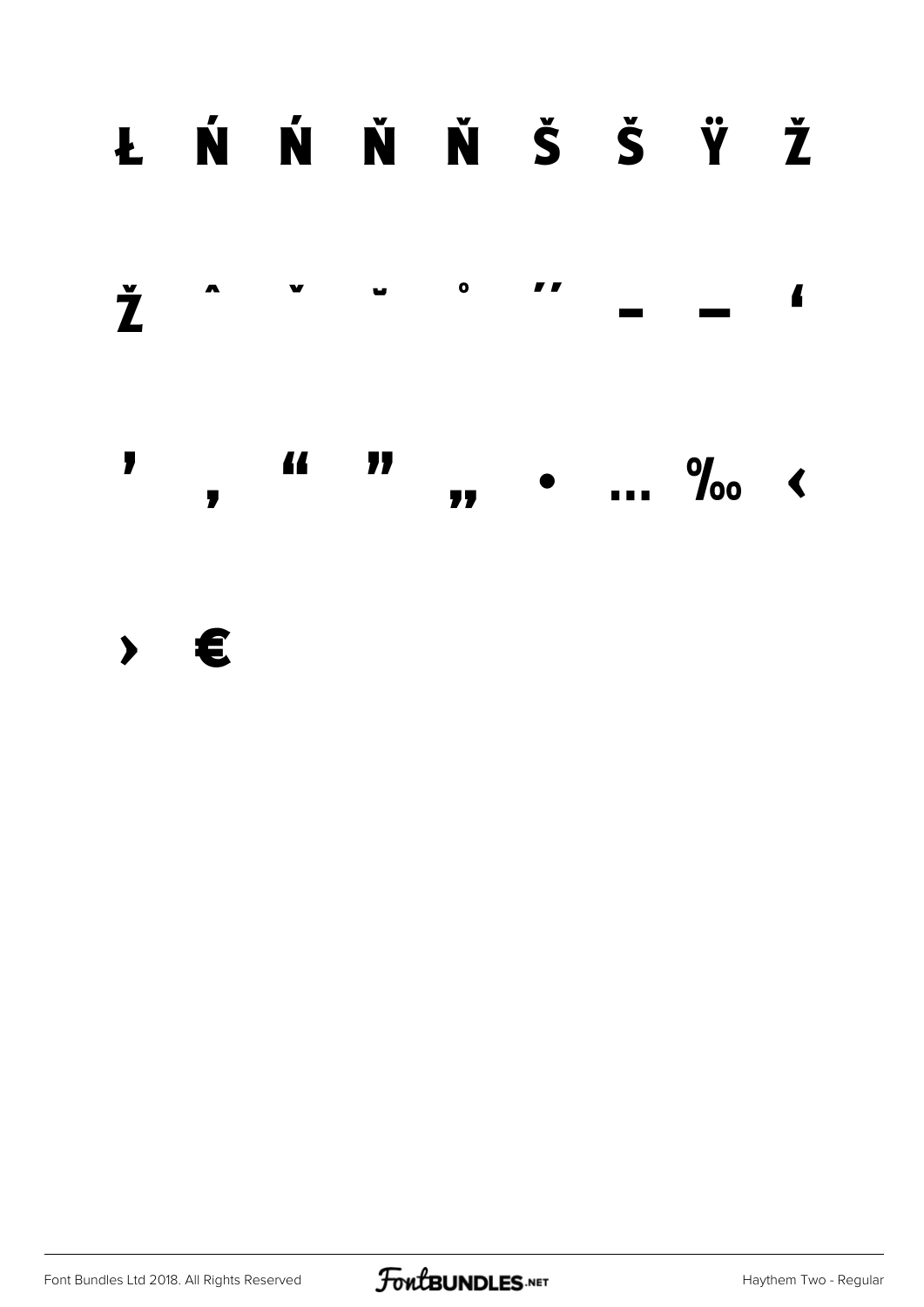Ł Ń Ń Ň Ň Š Š Ÿ Ž

Ž ˆ ˇ ˘ ˚ ˝ – — ‘

’ ‚ “ ” „ • … ‰ ‹

› €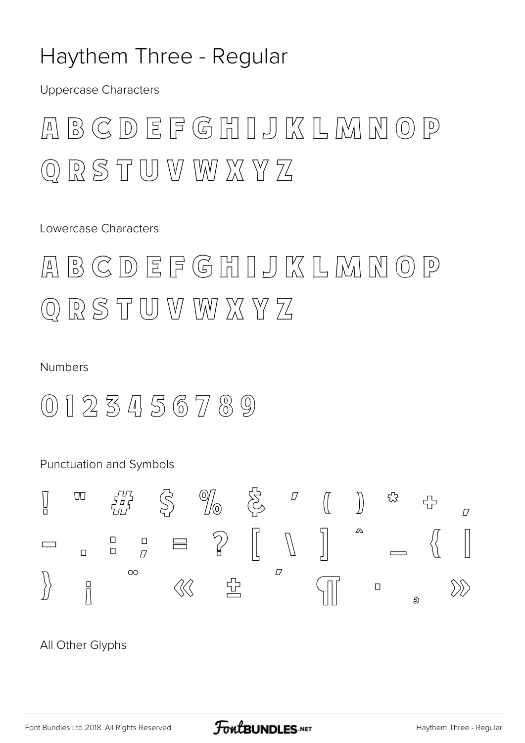# Haythem Three - Regular

Uppercase Characters

A B C D E F G H I J K L M N O P
Q R S T U V W X Y Z

Lowercase Characters

A B C D E F G H I J K L M N O P
Q R S T U V W X Y Z

Numbers

0 1 2 3 4 5 6 7 8 9

Punctuation and Symbols

! " # $ % & ' ( ) * + ,
- . : ; = ? [ \ ] ^ _ { |
} ¡ ¨ « ± ´ ¶ · ¸ »

All Other Glyphs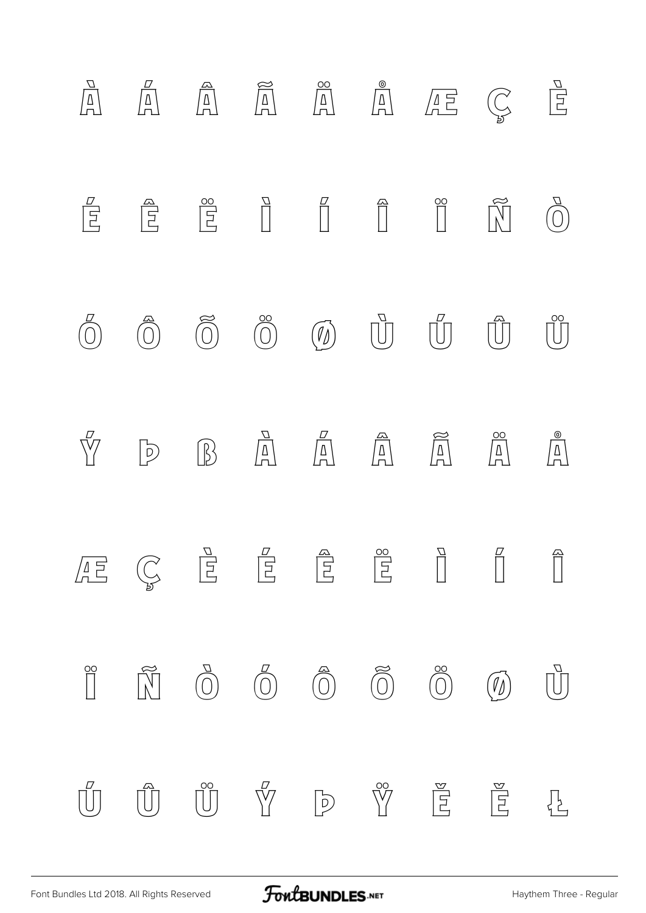À Á Â Ã Ä Å Æ Ç È

É Ê Ë Ì Í Î Ï Ñ Ò

Ó Ô Õ Ö Ø Ù Ú Û Ü

Ý Þ ß à á â ã ä å

æ ç è é ê ë ì í î

ï ñ ò ó ô õ ö ø ù

ú û ü ý þ ÿ Ě ě Ł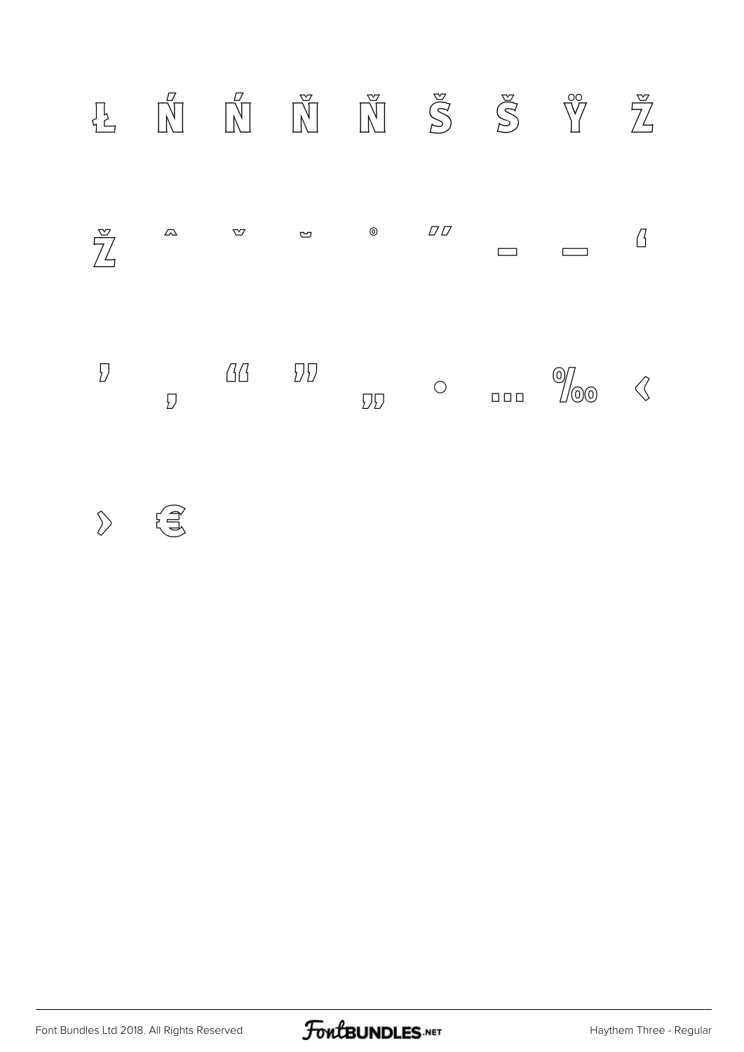Ł Ń ń Ň ň Š š Ÿ Ž

ž ˆ ˇ ˘ ˚ ˝ – — ‘

’ ‚ “ ” „ • … ‰ ‹

› €